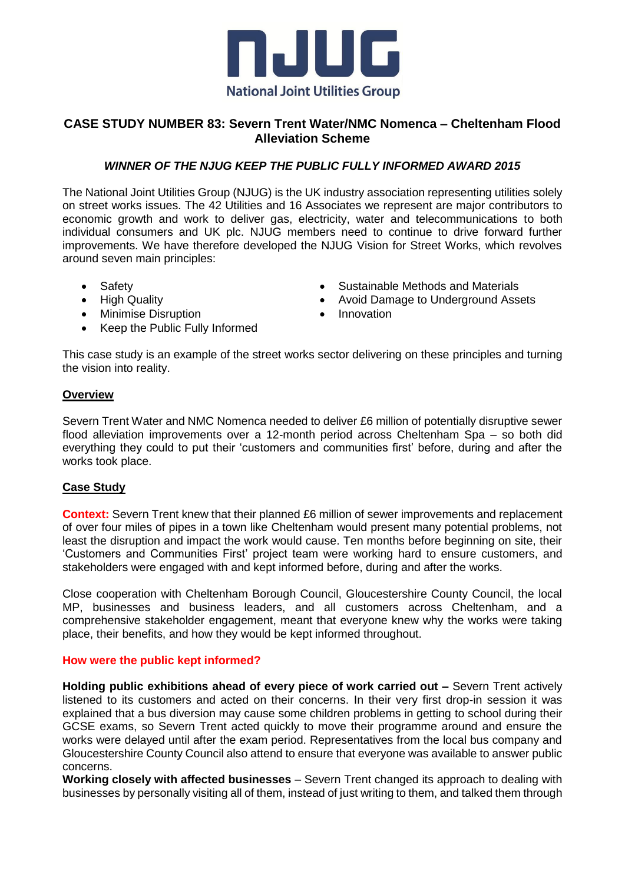NJUG

National Joint Utilities Group

## CASE STUDY NUMBER 83: Severn Trent Water/NMC Nomenca – Cheltenham Flood Alleviation Scheme

### *WINNER OF THE NJUG KEEP THE PUBLIC FULLY INFORMED AWARD 2015*

The National Joint Utilities Group (NJUG) is the UK industry association representing utilities solely on street works issues. The 42 Utilities and 16 Associates we represent are major contributors to economic growth and work to deliver gas, electricity, water and telecommunications to both individual consumers and UK plc. NJUG members need to continue to drive forward further improvements. We have therefore developed the NJUG Vision for Street Works, which revolves around seven main principles:

- Safety
- High Quality
- Minimise Disruption
- Keep the Public Fully Informed
- Sustainable Methods and Materials
- Avoid Damage to Underground Assets
- Innovation

This case study is an example of the street works sector delivering on these principles and turning the vision into reality.

**Overview**

Severn Trent Water and NMC Nomenca needed to deliver £6 million of potentially disruptive sewer flood alleviation improvements over a 12-month period across Cheltenham Spa – so both did everything they could to put their 'customers and communities first' before, during and after the works took place.

**Case Study**

**Context:** Severn Trent knew that their planned £6 million of sewer improvements and replacement of over four miles of pipes in a town like Cheltenham would present many potential problems, not least the disruption and impact the work would cause. Ten months before beginning on site, their 'Customers and Communities First' project team were working hard to ensure customers, and stakeholders were engaged with and kept informed before, during and after the works.

Close cooperation with Cheltenham Borough Council, Gloucestershire County Council, the local MP, businesses and business leaders, and all customers across Cheltenham, and a comprehensive stakeholder engagement, meant that everyone knew why the works were taking place, their benefits, and how they would be kept informed throughout.

**How were the public kept informed?**

**Holding public exhibitions ahead of every piece of work carried out –** Severn Trent actively listened to its customers and acted on their concerns. In their very first drop-in session it was explained that a bus diversion may cause some children problems in getting to school during their GCSE exams, so Severn Trent acted quickly to move their programme around and ensure the works were delayed until after the exam period. Representatives from the local bus company and Gloucestershire County Council also attend to ensure that everyone was available to answer public concerns.

**Working closely with affected businesses** – Severn Trent changed its approach to dealing with businesses by personally visiting all of them, instead of just writing to them, and talked them through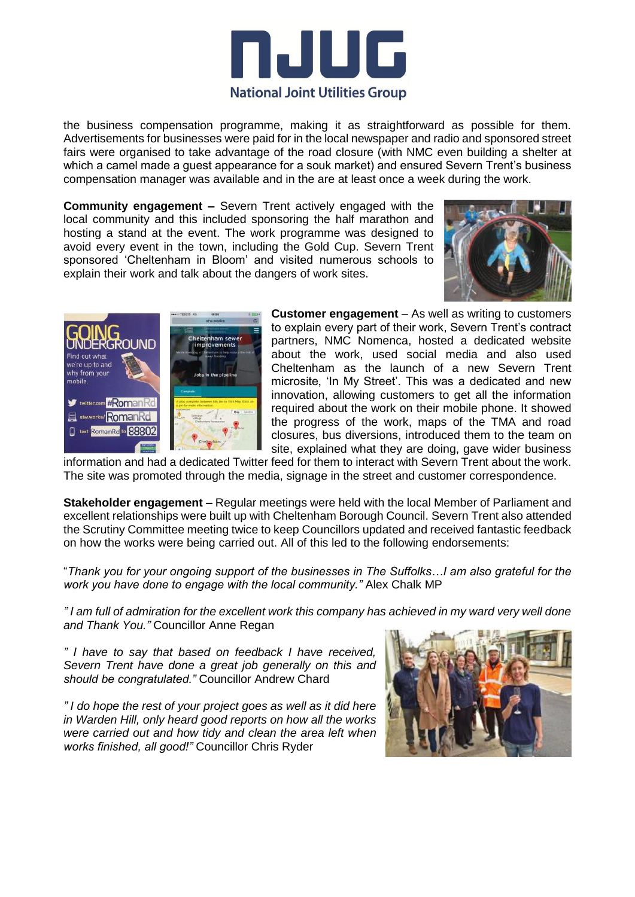the business compensation programme, making it as straightforward as possible for them. Advertisements for businesses were paid for in the local newspaper and radio and sponsored street fairs were organised to take advantage of the road closure (with NMC even building a shelter at which a camel made a guest appearance for a souk market) and ensured Severn Trent's business compensation manager was available and in the are at least once a week during the work.

**Community engagement –** Severn Trent actively engaged with the local community and this included sponsoring the half marathon and hosting a stand at the event. The work programme was designed to avoid every event in the town, including the Gold Cup. Severn Trent sponsored 'Cheltenham in Bloom' and visited numerous schools to explain their work and talk about the dangers of work sites.

**Customer engagement** – As well as writing to customers to explain every part of their work, Severn Trent's contract partners, NMC Nomenca, hosted a dedicated website about the work, used social media and also used Cheltenham as the launch of a new Severn Trent microsite, 'In My Street'. This was a dedicated and new innovation, allowing customers to get all the information required about the work on their mobile phone. It showed the progress of the work, maps of the TMA and road closures, bus diversions, introduced them to the team on site, explained what they are doing, gave wider business information and had a dedicated Twitter feed for them to interact with Severn Trent about the work. The site was promoted through the media, signage in the street and customer correspondence.

**Stakeholder engagement –** Regular meetings were held with the local Member of Parliament and excellent relationships were built up with Cheltenham Borough Council. Severn Trent also attended the Scrutiny Committee meeting twice to keep Councillors updated and received fantastic feedback on how the works were being carried out. All of this led to the following endorsements:

"*Thank you for your ongoing support of the businesses in The Suffolks…I am also grateful for the work you have done to engage with the local community."* Alex Chalk MP

*" I am full of admiration for the excellent work this company has achieved in my ward very well done and Thank You."* Councillor Anne Regan

*" I have to say that based on feedback I have received, Severn Trent have done a great job generally on this and should be congratulated."* Councillor Andrew Chard

*" I do hope the rest of your project goes as well as it did here in Warden Hill, only heard good reports on how all the works were carried out and how tidy and clean the area left when works finished, all good!"* Councillor Chris Ryder